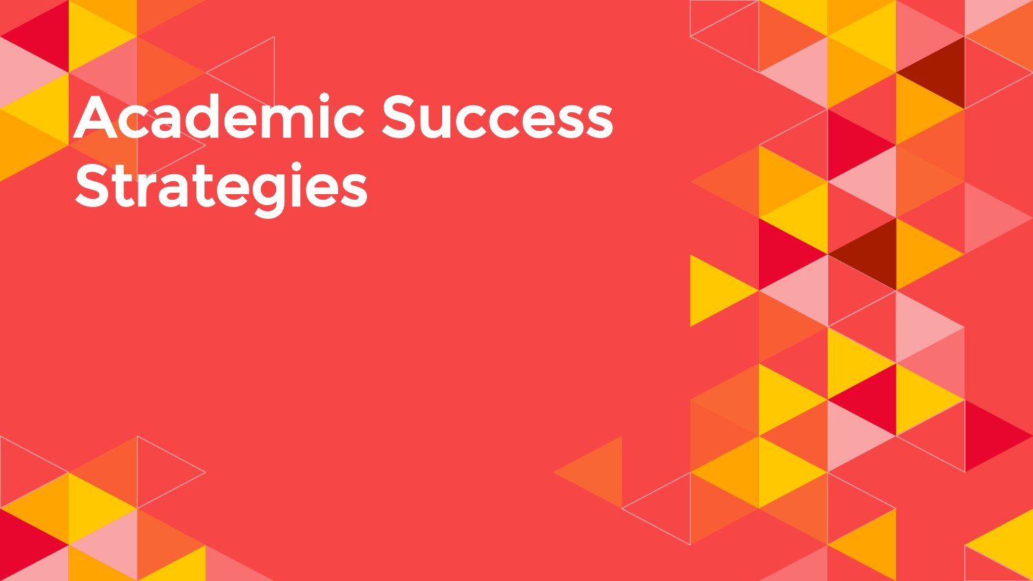# Academic Success Strategies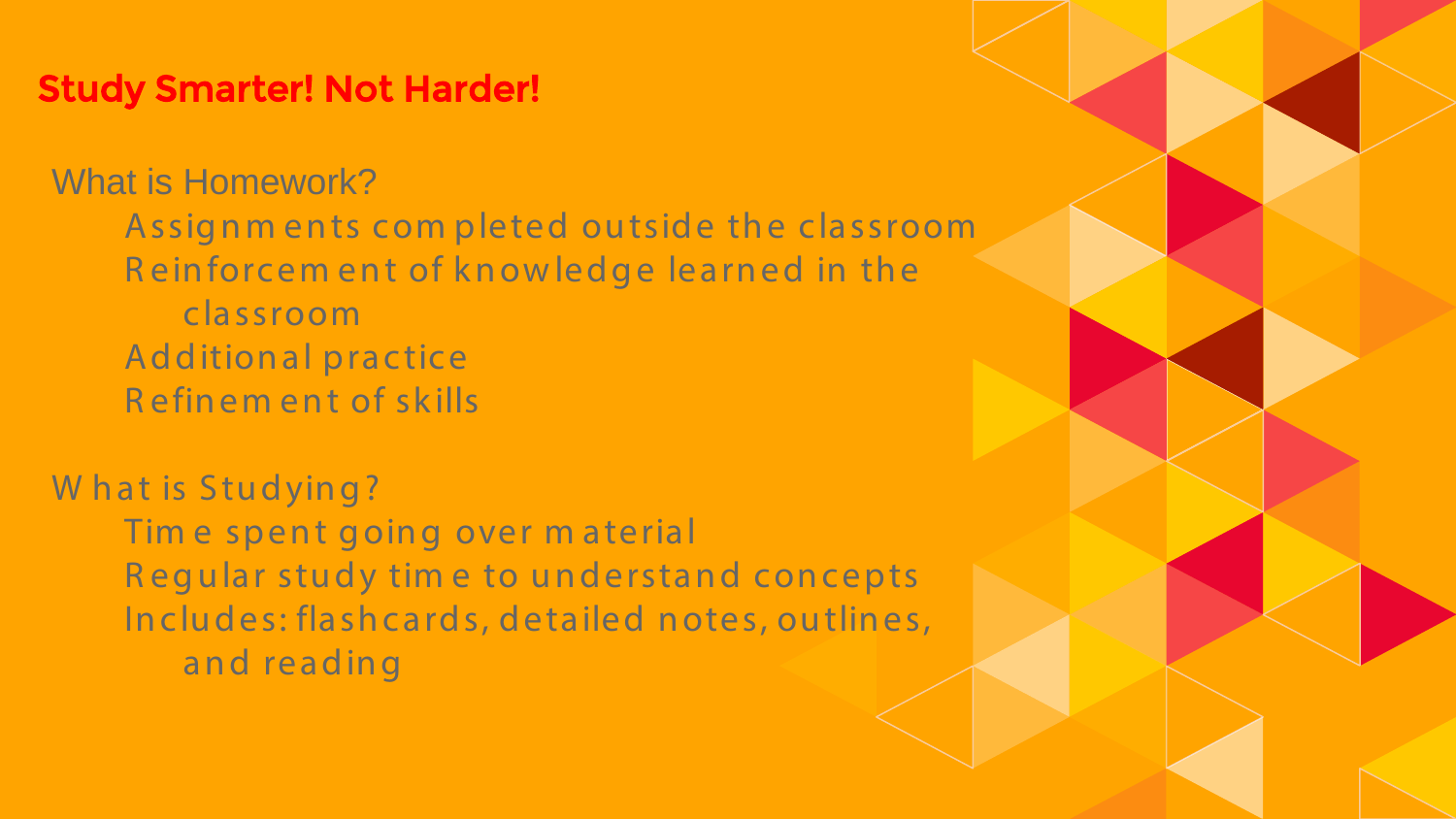## Study Smarter! Not Harder!

What is Homework?

- Assignments completed outside the classroom
- Reinforcement of knowledge learned in the classroom
- Additional practice
- Refinement of skills

What is Studying?

- Time spent going over material
- Regular study time to understand concepts
- Includes: flashcards, detailed notes, outlines, and reading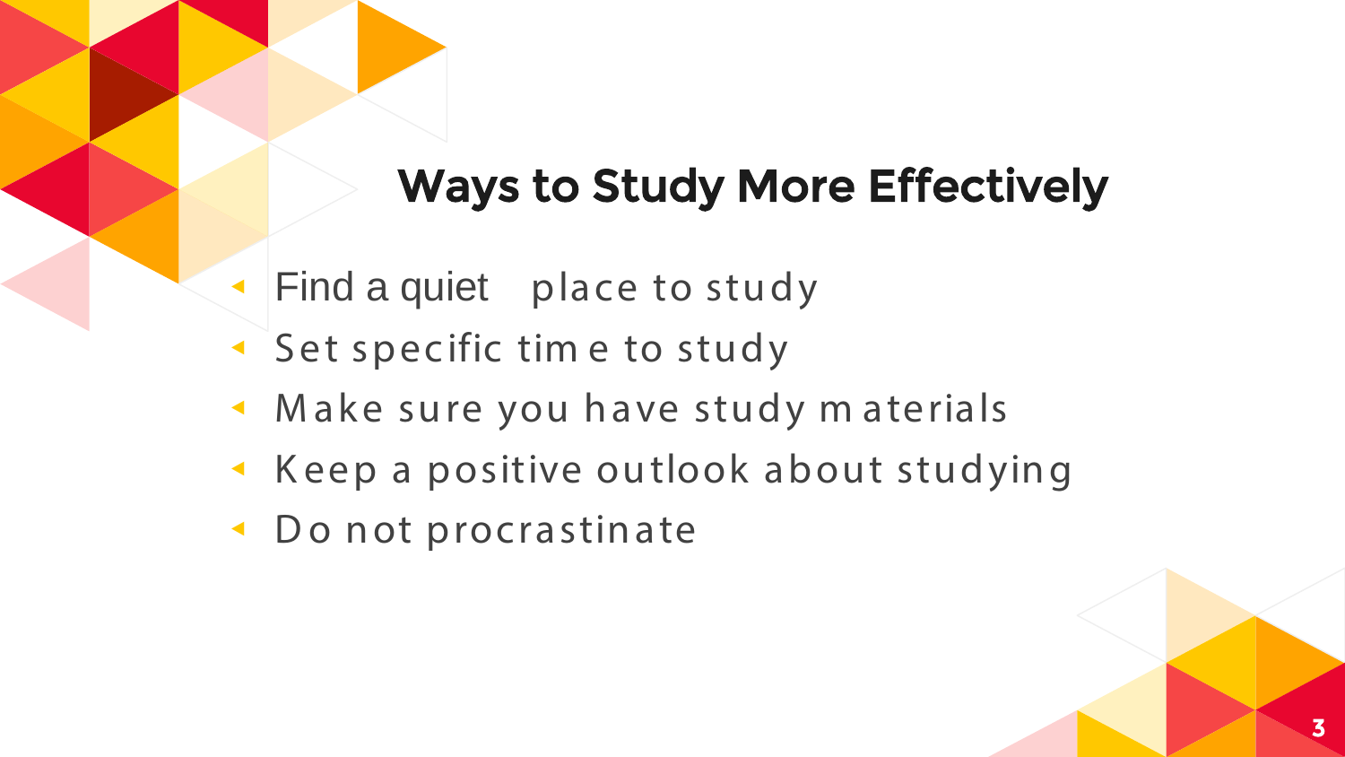## Ways to Study More Effectively

- Find a quiet place to study
- Set specific time to study
- Make sure you have study materials
- Keep a positive outlook about studying
- Do not procrastinate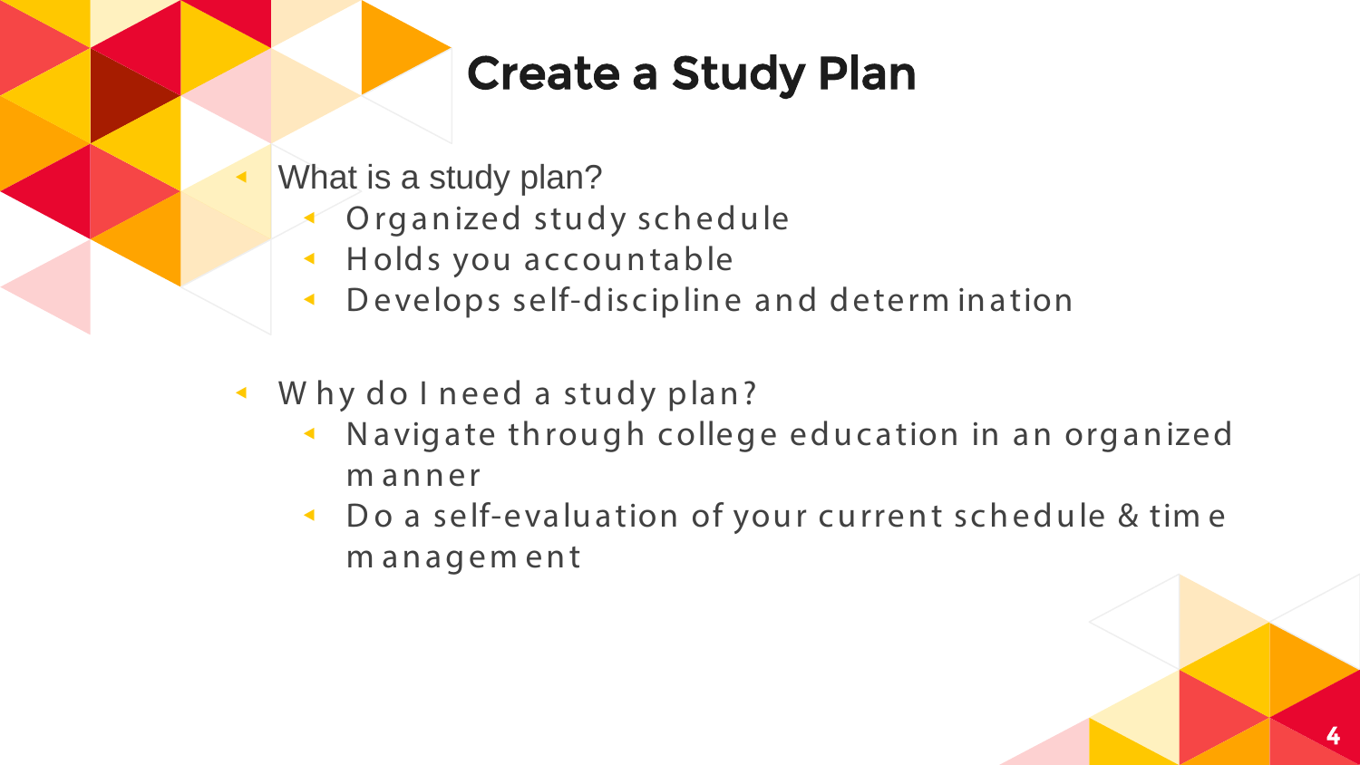# Create a Study Plan

- What is a study plan?
  - Organized study schedule
  - Holds you accountable
  - Develops self-discipline and determination

- Why do I need a study plan?
  - Navigate through college education in an organized manner
  - Do a self-evaluation of your current schedule & time management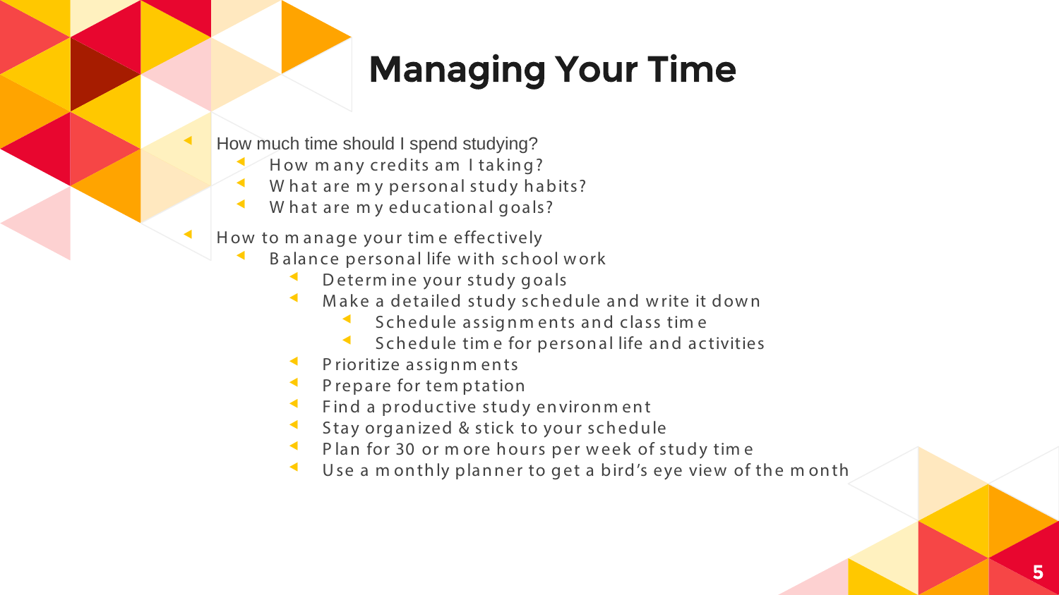# Managing Your Time

- How much time should I spend studying?
  - How many credits am I taking?
  - What are my personal study habits?
  - What are my educational goals?
- How to manage your time effectively
  - Balance personal life with school work
    - Determine your study goals
    - Make a detailed study schedule and write it down
      - Schedule assignments and class time
      - Schedule time for personal life and activities
    - Prioritize assignments
    - Prepare for temptation
    - Find a productive study environment
    - Stay organized & stick to your schedule
    - Plan for 30 or more hours per week of study time
    - Use a monthly planner to get a bird's eye view of the month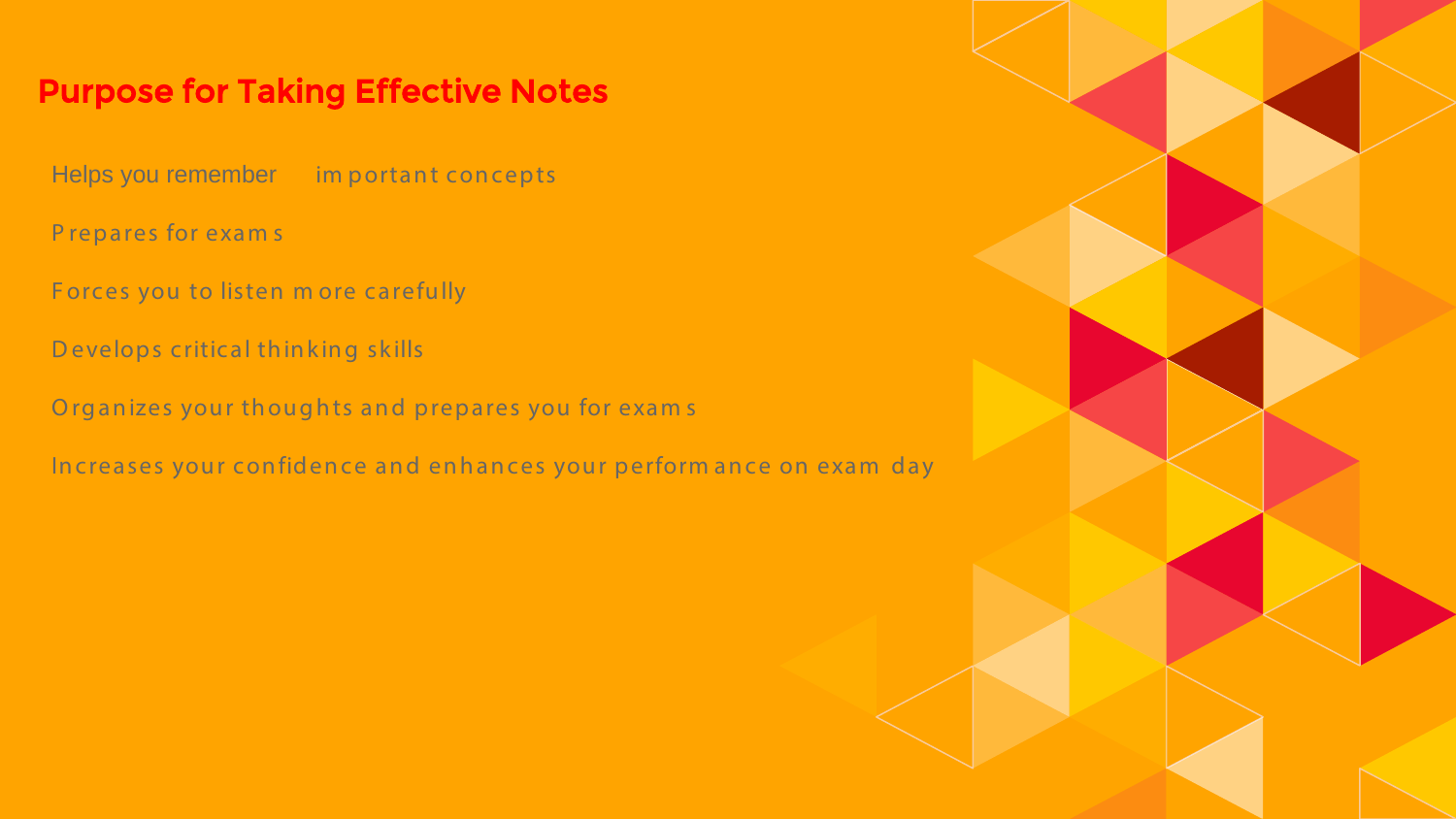## Purpose for Taking Effective Notes

Helps you remember important concepts

Prepares for exams

Forces you to listen more carefully

Develops critical thinking skills

Organizes your thoughts and prepares you for exams

Increases your confidence and enhances your performance on exam day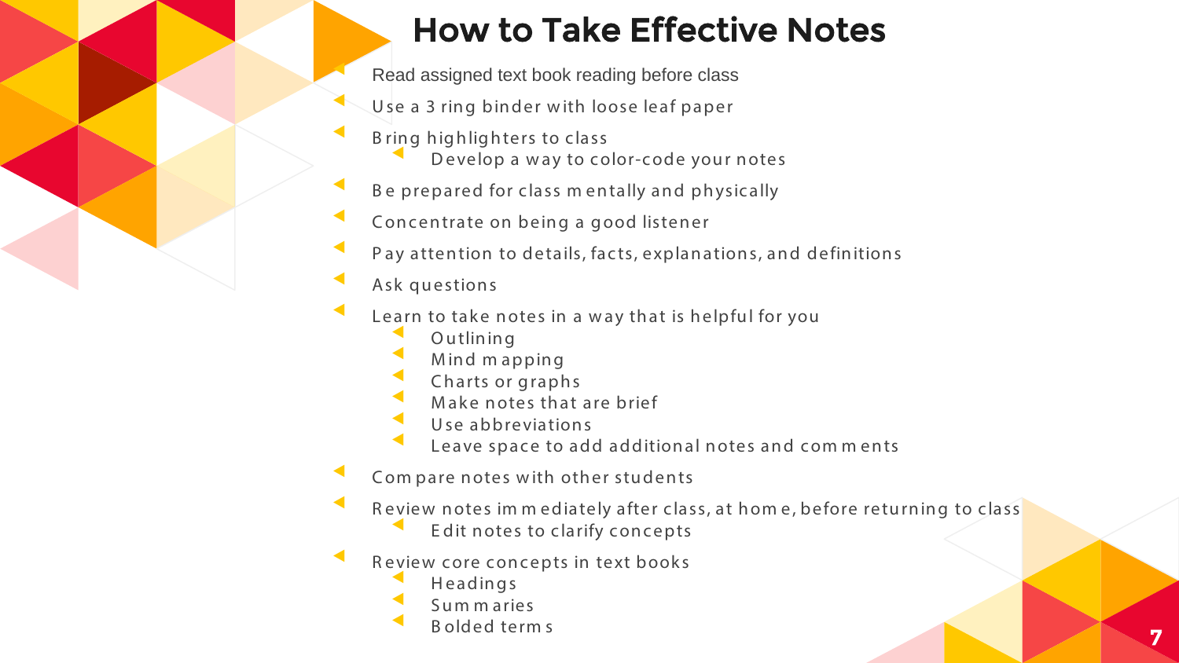# How to Take Effective Notes

- Read assigned text book reading before class
- Use a 3 ring binder with loose leaf paper
- Bring highlighters to class
  - Develop a way to color-code your notes
- Be prepared for class mentally and physically
- Concentrate on being a good listener
- Pay attention to details, facts, explanations, and definitions
- Ask questions
- Learn to take notes in a way that is helpful for you
  - Outlining
  - Mind mapping
  - Charts or graphs
  - Make notes that are brief
  - Use abbreviations
  - Leave space to add additional notes and comments
- Compare notes with other students
- Review notes immediately after class, at home, before returning to class
  - Edit notes to clarify concepts
- Review core concepts in text books
  - Headings
  - Summaries
  - Bolded terms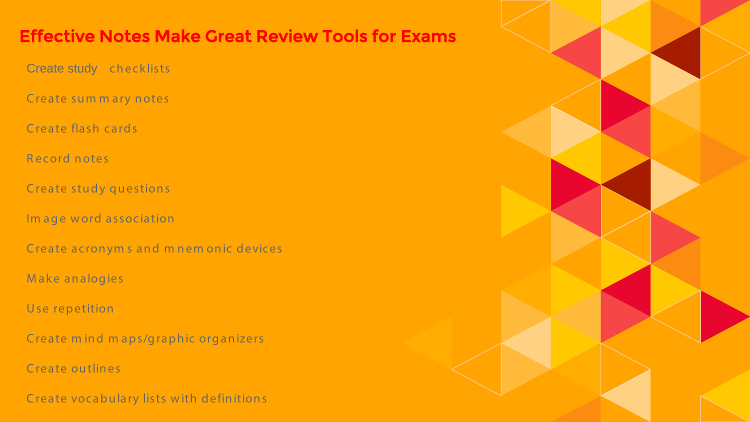# Effective Notes Make Great Review Tools for Exams

- Create study checklists
- Create summary notes
- Create flash cards
- Record notes
- Create study questions
- Image word association
- Create acronyms and mnemonic devices
- Make analogies
- Use repetition
- Create mind maps/graphic organizers
- Create outlines
- Create vocabulary lists with definitions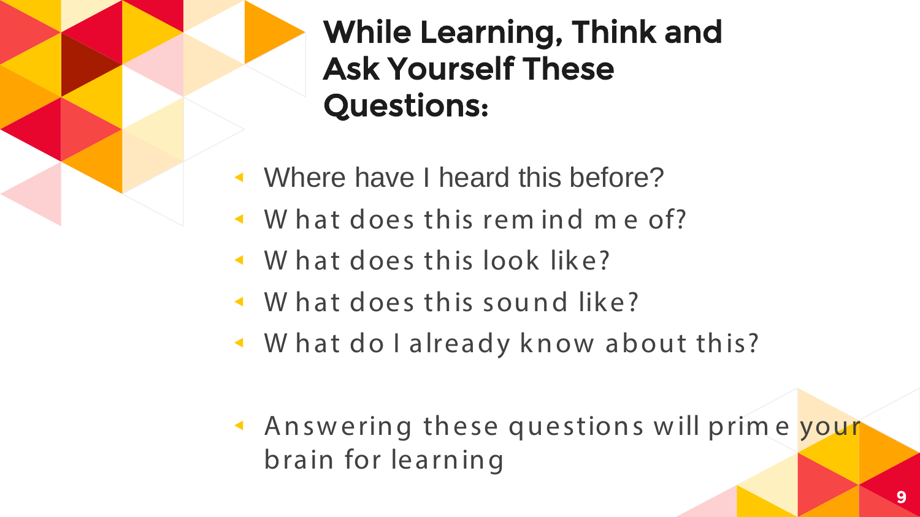## While Learning, Think and Ask Yourself These Questions:

- Where have I heard this before?
- What does this remind me of?
- What does this look like?
- What does this sound like?
- What do I already know about this?

- Answering these questions will prime your brain for learning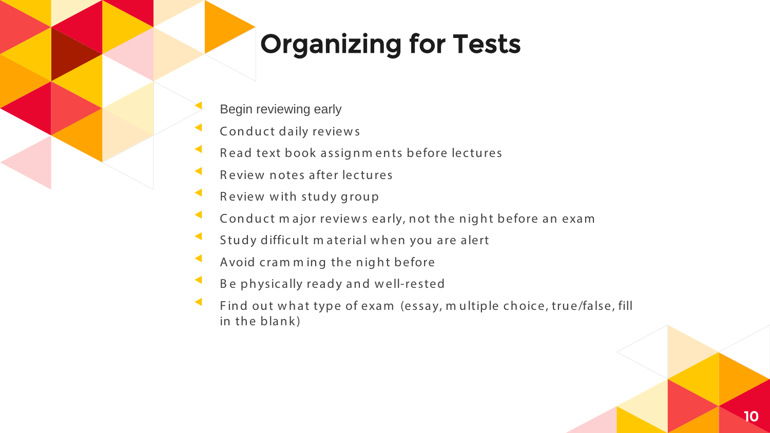# Organizing for Tests

- Begin reviewing early
- Conduct daily reviews
- Read text book assignments before lectures
- Review notes after lectures
- Review with study group
- Conduct major reviews early, not the night before an exam
- Study difficult material when you are alert
- Avoid cramming the night before
- Be physically ready and well-rested
- Find out what type of exam (essay, multiple choice, true/false, fill in the blank)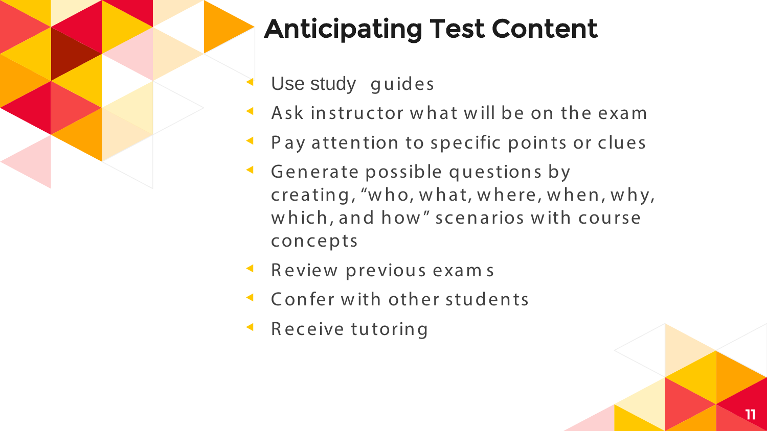# Anticipating Test Content

- Use study guides
- Ask instructor what will be on the exam
- Pay attention to specific points or clues
- Generate possible questions by creating, "who, what, where, when, why, which, and how" scenarios with course concepts
- Review previous exams
- Confer with other students
- Receive tutoring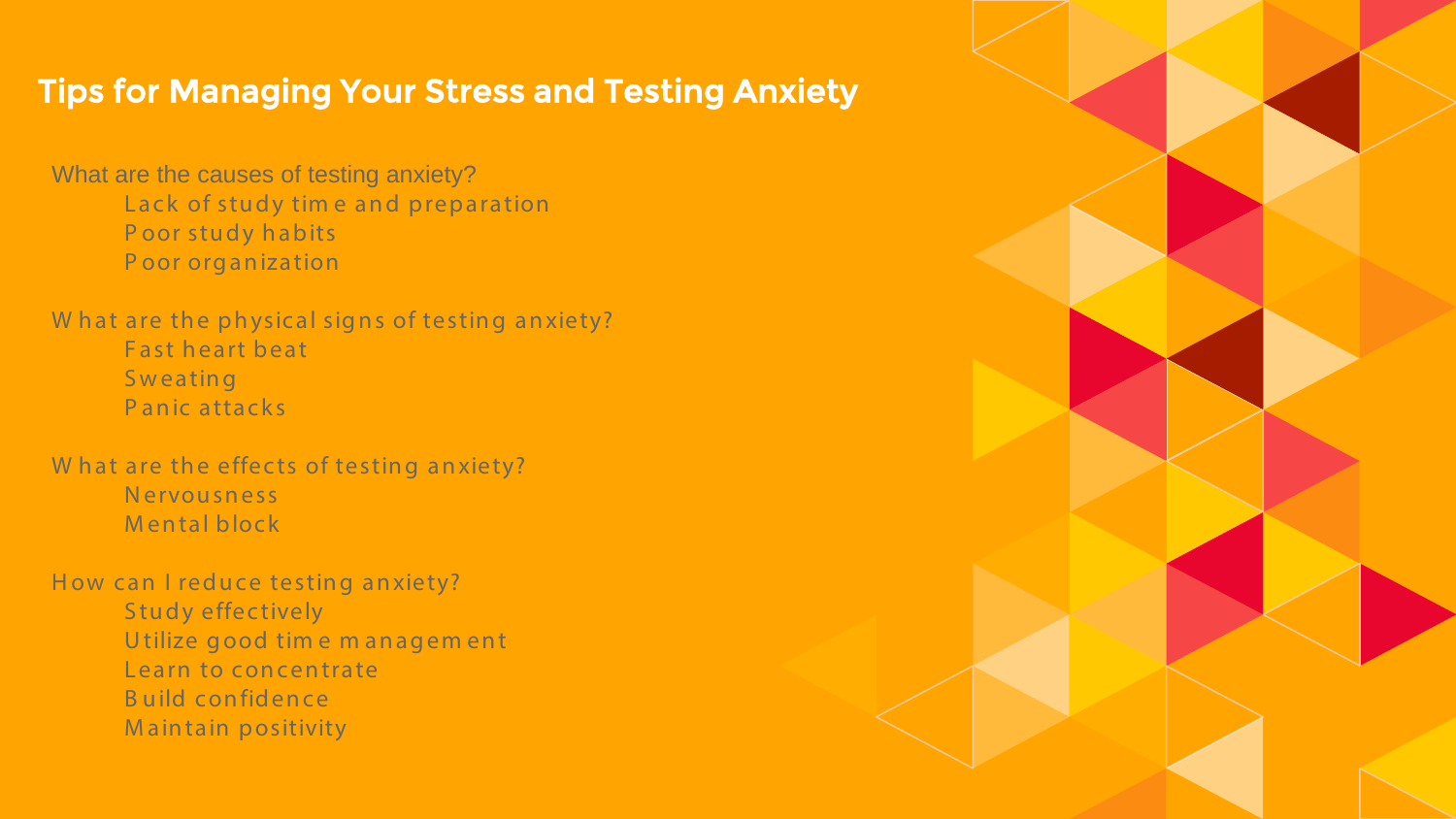## Tips for Managing Your Stress and Testing Anxiety

What are the causes of testing anxiety?

- Lack of study time and preparation
- Poor study habits
- Poor organization

What are the physical signs of testing anxiety?

- Fast heart beat
- Sweating
- Panic attacks

What are the effects of testing anxiety?

- Nervousness
- Mental block

How can I reduce testing anxiety?

- Study effectively
- Utilize good time management
- Learn to concentrate
- Build confidence
- Maintain positivity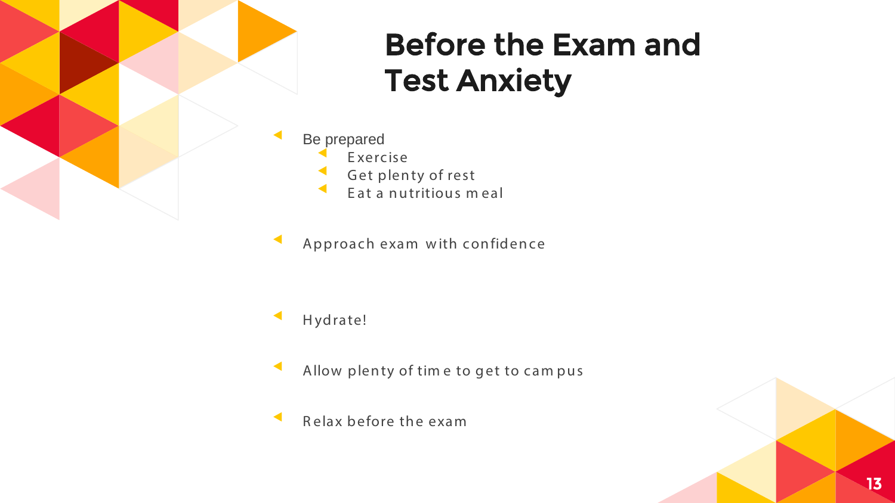# Before the Exam and Test Anxiety

- Be prepared
  - Exercise
  - Get plenty of rest
  - Eat a nutritious meal
- Approach exam with confidence
- Hydrate!
- Allow plenty of time to get to campus
- Relax before the exam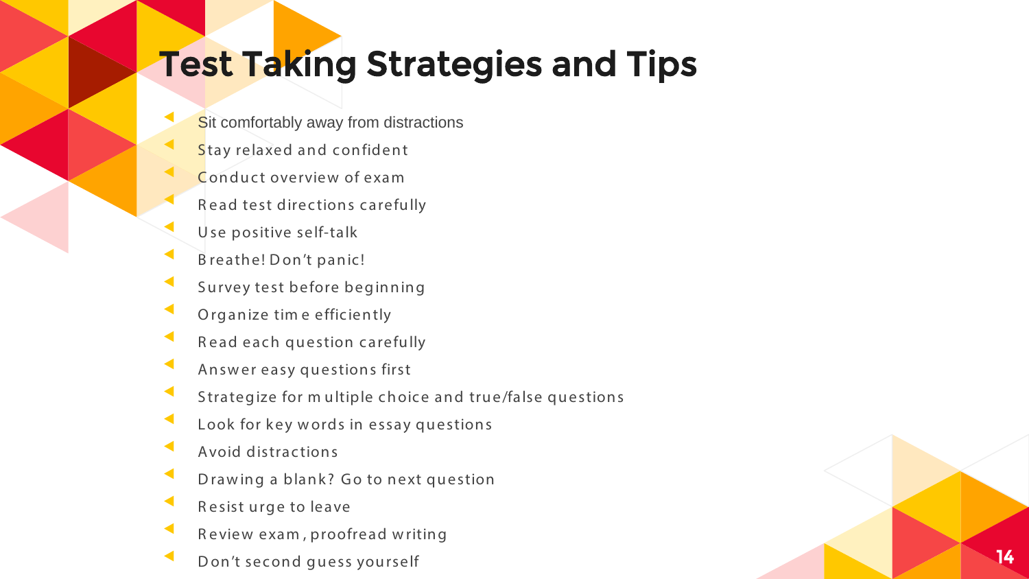# Test Taking Strategies and Tips

- Sit comfortably away from distractions
- Stay relaxed and confident
- Conduct overview of exam
- Read test directions carefully
- Use positive self-talk
- Breathe! Don't panic!
- Survey test before beginning
- Organize time efficiently
- Read each question carefully
- Answer easy questions first
- Strategize for multiple choice and true/false questions
- Look for key words in essay questions
- Avoid distractions
- Drawing a blank? Go to next question
- Resist urge to leave
- Review exam, proofread writing
- Don't second guess yourself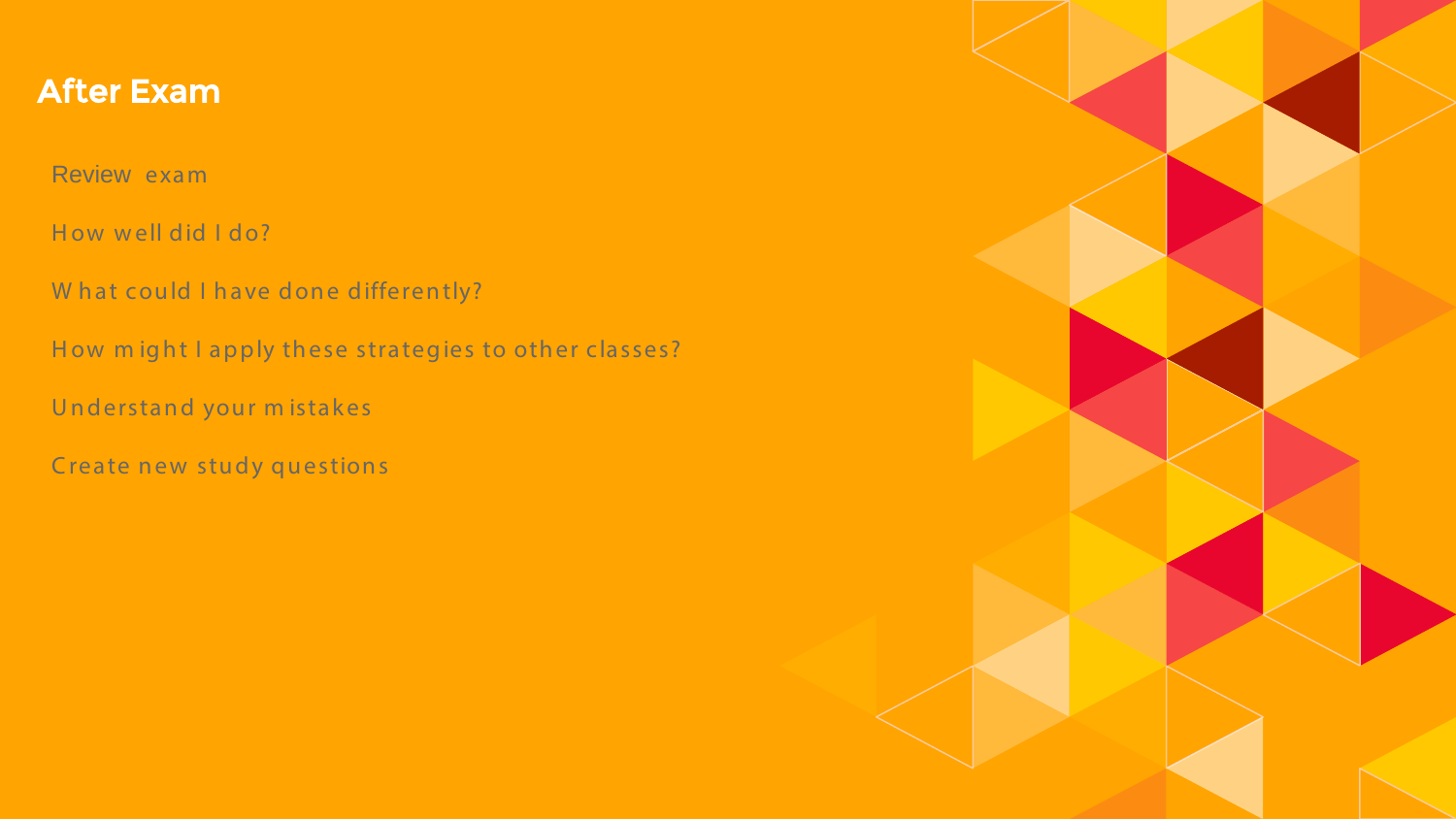## After Exam

- Review exam
- How well did I do?
- What could I have done differently?
- How might I apply these strategies to other classes?
- Understand your mistakes
- Create new study questions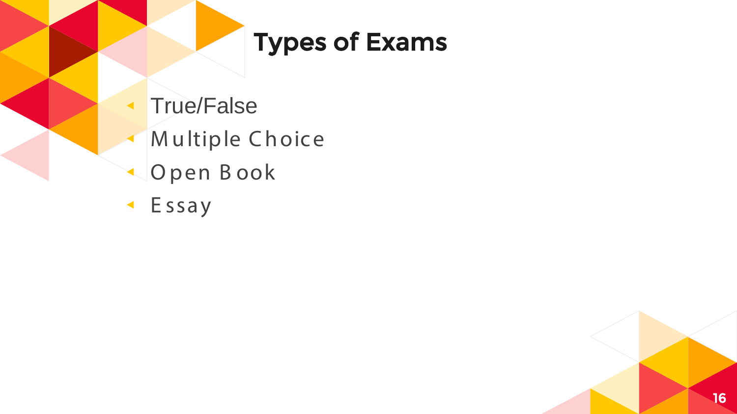# Types of Exams

- True/False
- Multiple Choice
- Open Book
- Essay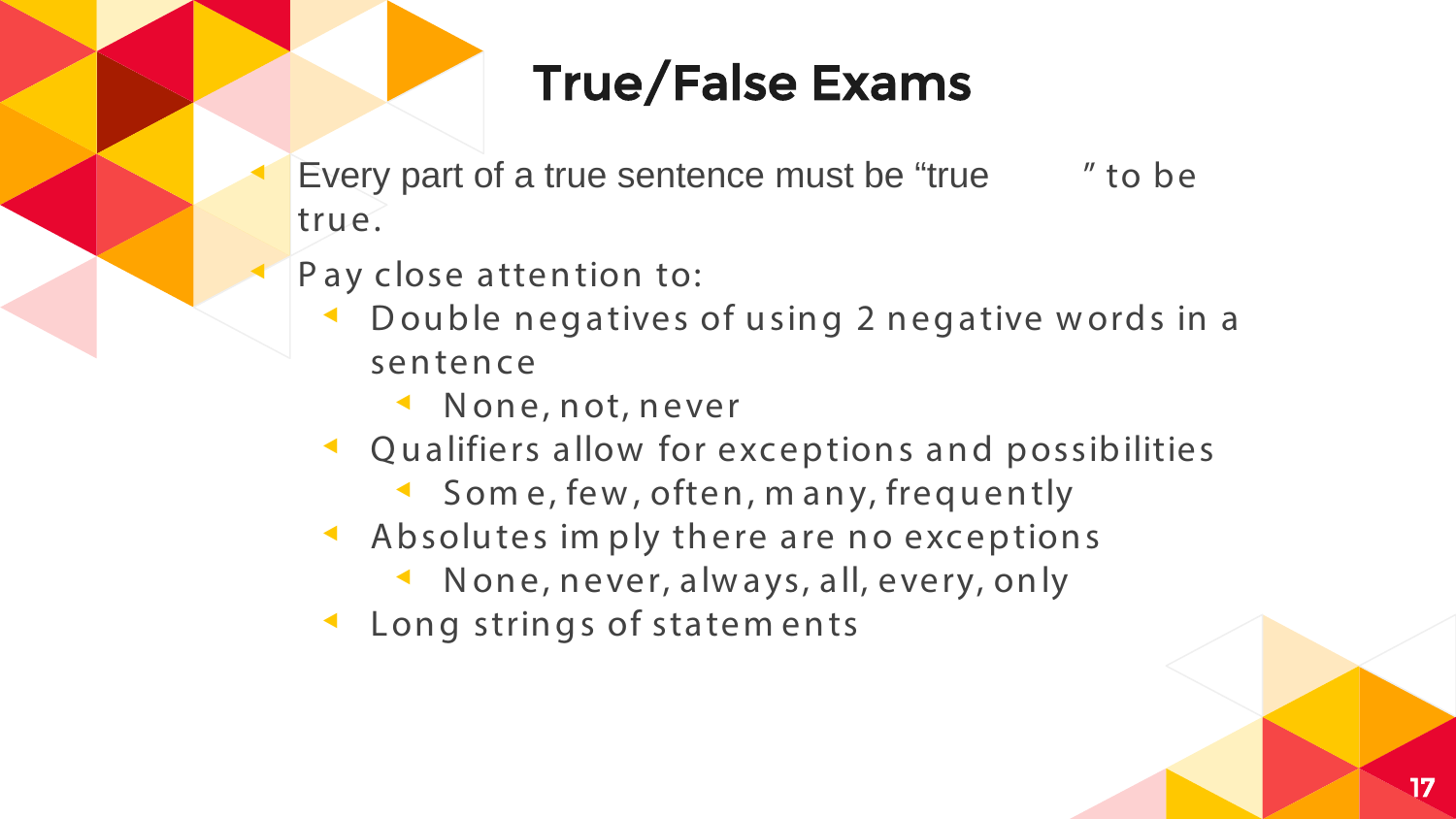# True/False Exams

- Every part of a true sentence must be "true" to be true.
- Pay close attention to:
  - Double negatives of using 2 negative words in a sentence
    - None, not, never
  - Qualifiers allow for exceptions and possibilities
    - Some, few, often, many, frequently
  - Absolutes imply there are no exceptions
    - None, never, always, all, every, only
  - Long strings of statements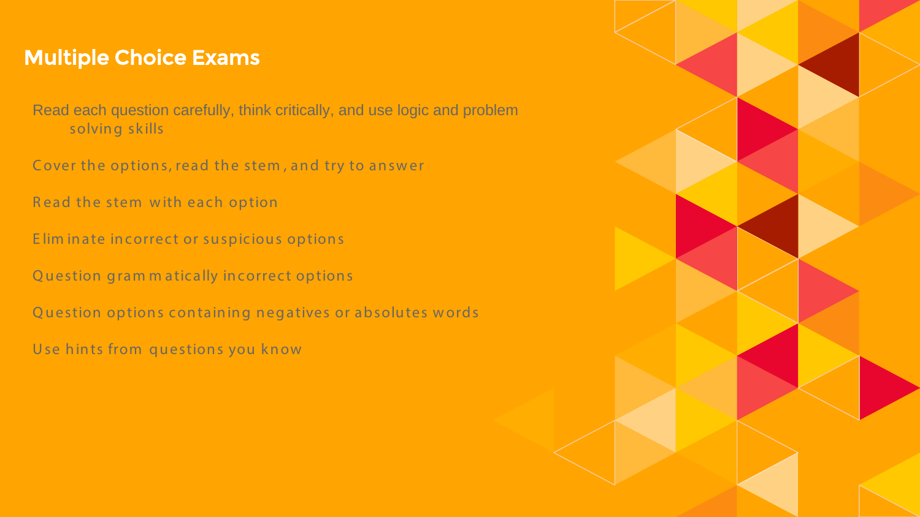## Multiple Choice Exams

- Read each question carefully, think critically, and use logic and problem solving skills
- Cover the options, read the stem, and try to answer
- Read the stem with each option
- Eliminate incorrect or suspicious options
- Question grammatically incorrect options
- Question options containing negatives or absolutes words
- Use hints from questions you know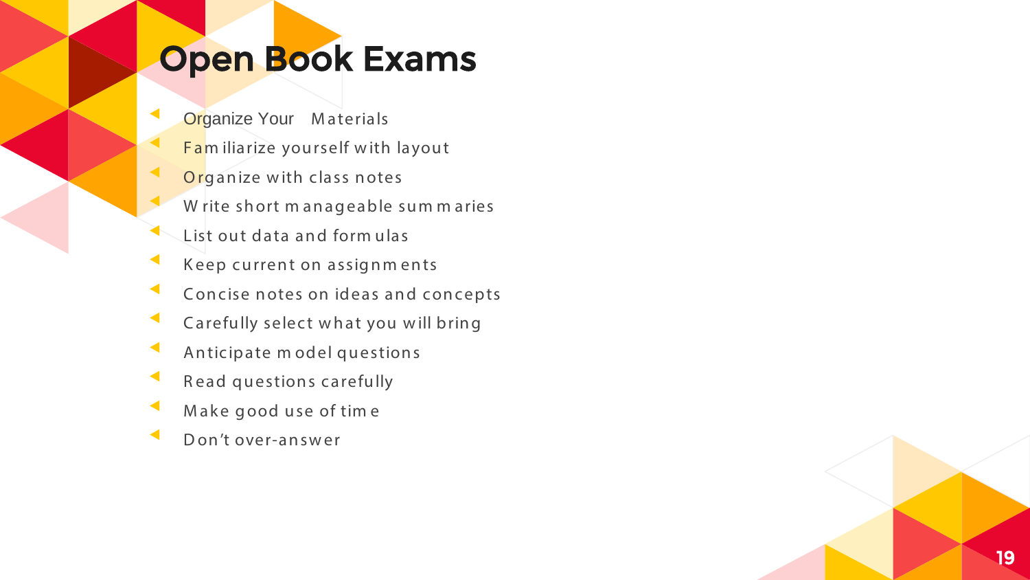# Open Book Exams

- Organize Your Materials
- Familiarize yourself with layout
- Organize with class notes
- Write short manageable summaries
- List out data and formulas
- Keep current on assignments
- Concise notes on ideas and concepts
- Carefully select what you will bring
- Anticipate model questions
- Read questions carefully
- Make good use of time
- Don't over-answer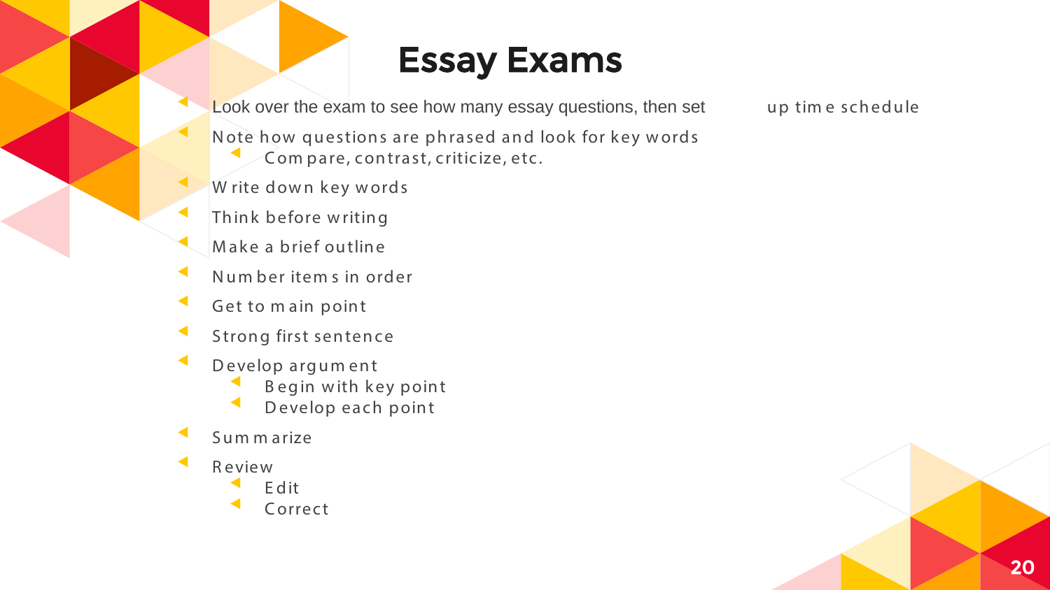# Essay Exams

- Look over the exam to see how many essay questions, then set up time schedule
- Note how questions are phrased and look for key words
  - Compare, contrast, criticize, etc.
- Write down key words
- Think before writing
- Make a brief outline
- Number items in order
- Get to main point
- Strong first sentence
- Develop argument
  - Begin with key point
  - Develop each point
- Summarize
- Review
  - Edit
  - Correct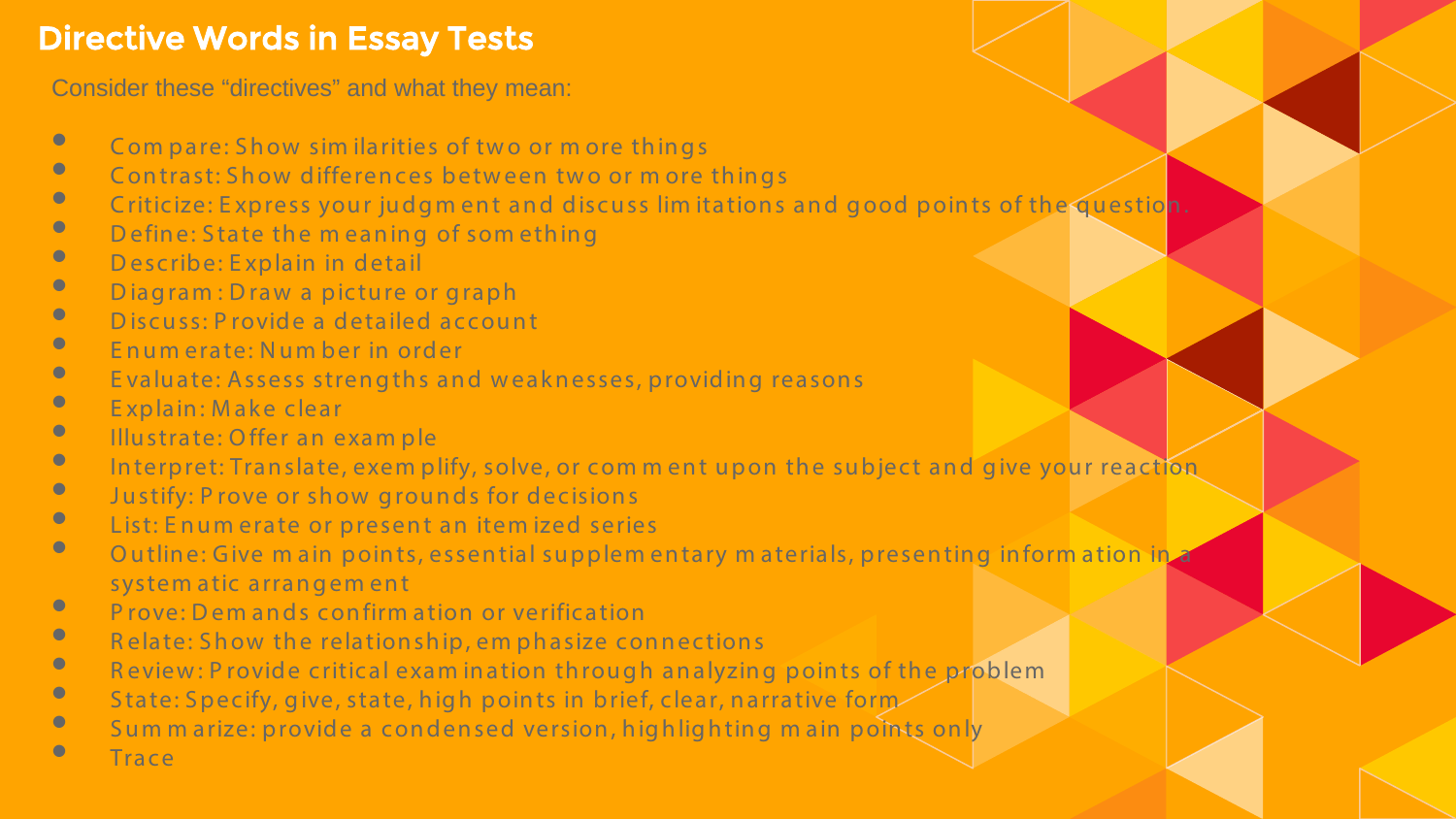# Directive Words in Essay Tests

Consider these "directives" and what they mean:

- Compare: Show similarities of two or more things
- Contrast: Show differences between two or more things
- Criticize: Express your judgment and discuss limitations and good points of the question.
- Define: State the meaning of something
- Describe: Explain in detail
- Diagram: Draw a picture or graph
- Discuss: Provide a detailed account
- Enumerate: Number in order
- Evaluate: Assess strengths and weaknesses, providing reasons
- Explain: Make clear
- Illustrate: Offer an example
- Interpret: Translate, exemplify, solve, or comment upon the subject and give your reaction
- Justify: Prove or show grounds for decisions
- List: Enumerate or present an itemized series
- Outline: Give main points, essential supplementary materials, presenting information in a systematic arrangement
- Prove: Demands confirmation or verification
- Relate: Show the relationship, emphasize connections
- Review: Provide critical examination through analyzing points of the problem
- State: Specify, give, state, high points in brief, clear, narrative form
- Summarize: provide a condensed version, highlighting main points only
- Trace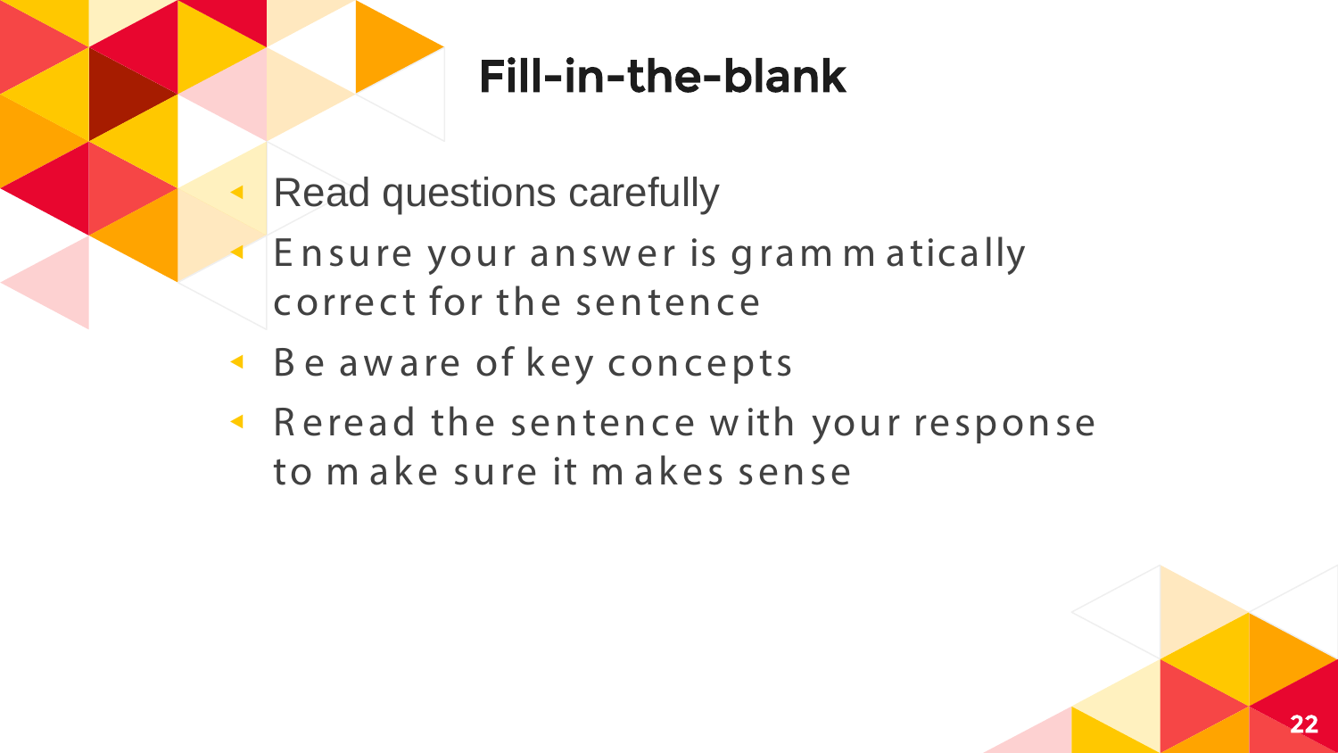# Fill-in-the-blank

- Read questions carefully
- Ensure your answer is grammatically correct for the sentence
- Be aware of key concepts
- Reread the sentence with your response to make sure it makes sense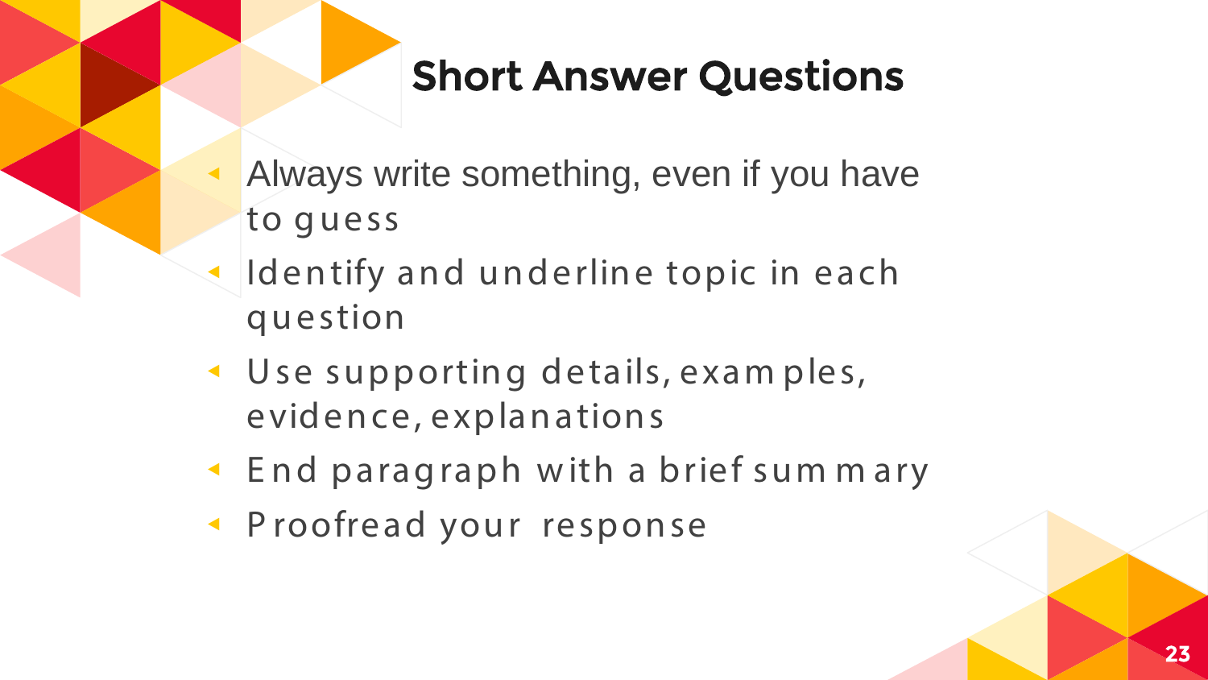## Short Answer Questions

- Always write something, even if you have to guess
- Identify and underline topic in each question
- Use supporting details, examples, evidence, explanations
- End paragraph with a brief summary
- Proofread your response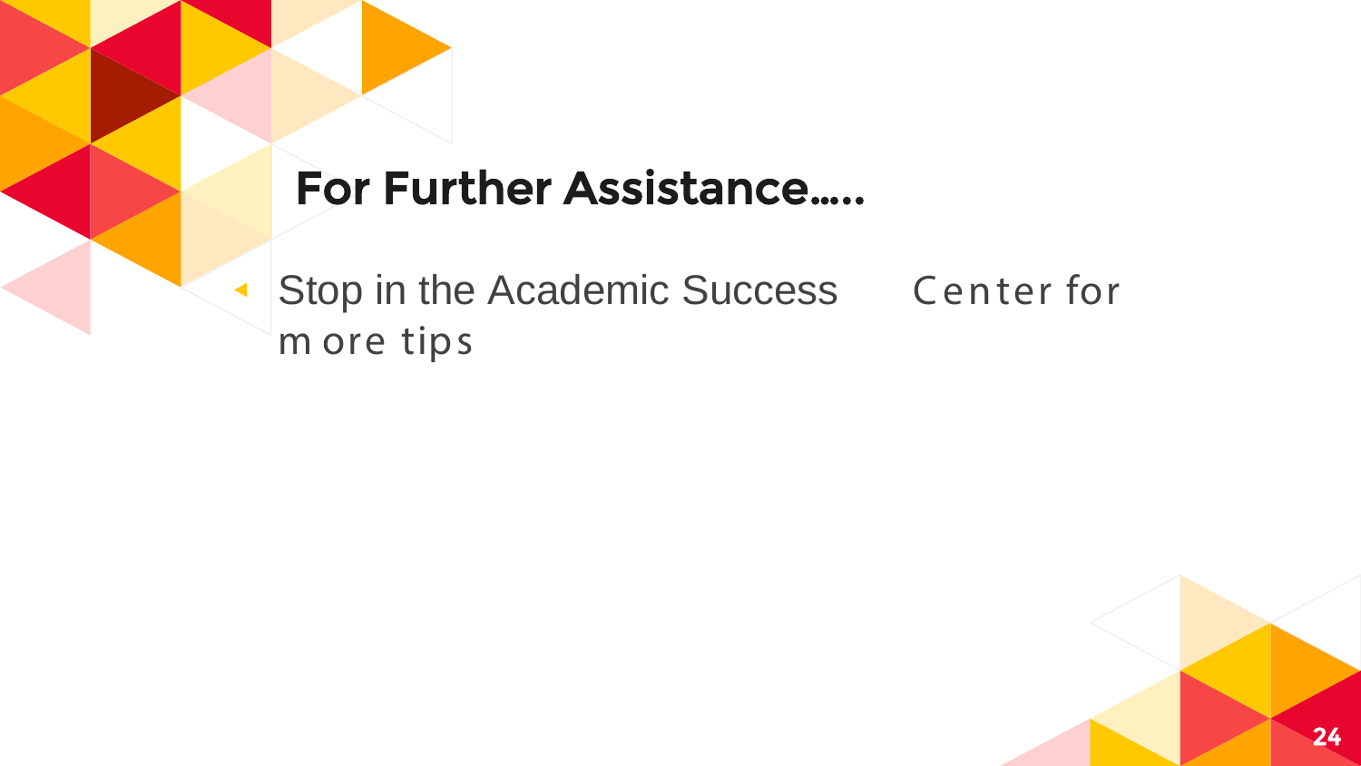# For Further Assistance…..

- Stop in the Academic Success Center for more tips